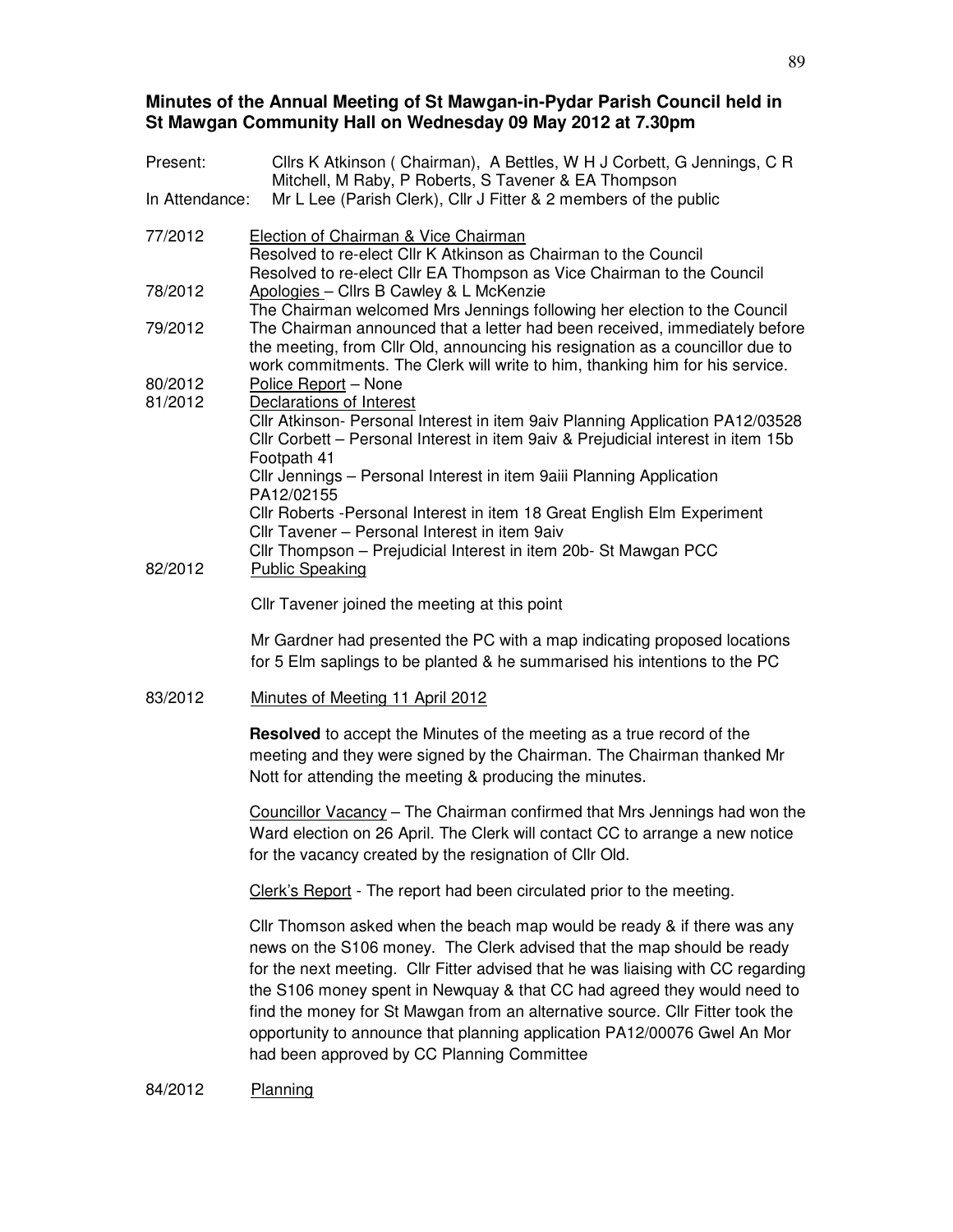**Minutes of the Annual Meeting of St Mawgan-in-Pydar Parish Council held in St Mawgan Community Hall on Wednesday 09 May 2012 at 7.30pm**

Present: Cllrs K Atkinson ( Chairman), A Bettles, W H J Corbett, G Jennings, C R Mitchell, M Raby, P Roberts, S Tavener & EA Thompson

In Attendance: Mr L Lee (Parish Clerk), Cllr J Fitter & 2 members of the public

77/2012 Election of Chairman & Vice Chairman

Resolved to re-elect Cllr K Atkinson as Chairman to the Council

Resolved to re-elect Cllr EA Thompson as Vice Chairman to the Council

78/2012 Apologies – Cllrs B Cawley & L McKenzie

The Chairman welcomed Mrs Jennings following her election to the Council

79/2012 The Chairman announced that a letter had been received, immediately before the meeting, from Cllr Old, announcing his resignation as a councillor due to work commitments. The Clerk will write to him, thanking him for his service.

80/2012 Police Report – None

81/2012 Declarations of Interest

Cllr Atkinson- Personal Interest in item 9aiv Planning Application PA12/03528

Cllr Corbett – Personal Interest in item 9aiv & Prejudicial interest in item 15b Footpath 41

Cllr Jennings – Personal Interest in item 9aiii Planning Application PA12/02155

Cllr Roberts -Personal Interest in item 18 Great English Elm Experiment

Cllr Tavener – Personal Interest in item 9aiv

Cllr Thompson – Prejudicial Interest in item 20b- St Mawgan PCC

82/2012 Public Speaking

Cllr Tavener joined the meeting at this point

Mr Gardner had presented the PC with a map indicating proposed locations for 5 Elm saplings to be planted & he summarised his intentions to the PC

83/2012 Minutes of Meeting 11 April 2012

**Resolved** to accept the Minutes of the meeting as a true record of the meeting and they were signed by the Chairman. The Chairman thanked Mr Nott for attending the meeting & producing the minutes.

Councillor Vacancy – The Chairman confirmed that Mrs Jennings had won the Ward election on 26 April. The Clerk will contact CC to arrange a new notice for the vacancy created by the resignation of Cllr Old.

Clerk's Report - The report had been circulated prior to the meeting.

Cllr Thomson asked when the beach map would be ready & if there was any news on the S106 money. The Clerk advised that the map should be ready for the next meeting. Cllr Fitter advised that he was liaising with CC regarding the S106 money spent in Newquay & that CC had agreed they would need to find the money for St Mawgan from an alternative source. Cllr Fitter took the opportunity to announce that planning application PA12/00076 Gwel An Mor had been approved by CC Planning Committee

84/2012 Planning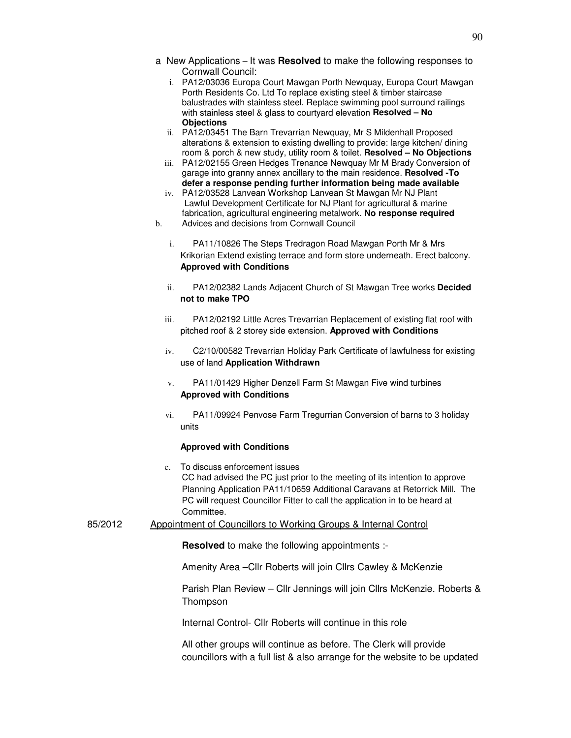a New Applications – It was **Resolved** to make the following responses to Cornwall Council:

i. PA12/03036 Europa Court Mawgan Porth Newquay, Europa Court Mawgan Porth Residents Co. Ltd To replace existing steel & timber staircase balustrades with stainless steel. Replace swimming pool surround railings with stainless steel & glass to courtyard elevation **Resolved – No Objections**

ii. PA12/03451 The Barn Trevarrian Newquay, Mr S Mildenhall Proposed alterations & extension to existing dwelling to provide: large kitchen/ dining room & porch & new study, utility room & toilet. **Resolved – No Objections**

iii. PA12/02155 Green Hedges Trenance Newquay Mr M Brady Conversion of garage into granny annex ancillary to the main residence. **Resolved -To defer a response pending further information being made available**

iv. PA12/03528 Lanvean Workshop Lanvean St Mawgan Mr NJ Plant Lawful Development Certificate for NJ Plant for agricultural & marine fabrication, agricultural engineering metalwork. **No response required**

b. Advices and decisions from Cornwall Council

i. PA11/10826 The Steps Tredragon Road Mawgan Porth Mr & Mrs Krikorian Extend existing terrace and form store underneath. Erect balcony. **Approved with Conditions**

ii. PA12/02382 Lands Adjacent Church of St Mawgan Tree works **Decided not to make TPO**

iii. PA12/02192 Little Acres Trevarrian Replacement of existing flat roof with pitched roof & 2 storey side extension. **Approved with Conditions**

iv. C2/10/00582 Trevarrian Holiday Park Certificate of lawfulness for existing use of land **Application Withdrawn**

v. PA11/01429 Higher Denzell Farm St Mawgan Five wind turbines **Approved with Conditions**

vi. PA11/09924 Penvose Farm Tregurrian Conversion of barns to 3 holiday units

**Approved with Conditions**

c. To discuss enforcement issues
CC had advised the PC just prior to the meeting of its intention to approve Planning Application PA11/10659 Additional Caravans at Retorrick Mill. The PC will request Councillor Fitter to call the application in to be heard at Committee.

85/2012 Appointment of Councillors to Working Groups & Internal Control

**Resolved** to make the following appointments :-

Amenity Area –Cllr Roberts will join Cllrs Cawley & McKenzie

Parish Plan Review – Cllr Jennings will join Cllrs McKenzie. Roberts & Thompson

Internal Control- Cllr Roberts will continue in this role

All other groups will continue as before. The Clerk will provide councillors with a full list & also arrange for the website to be updated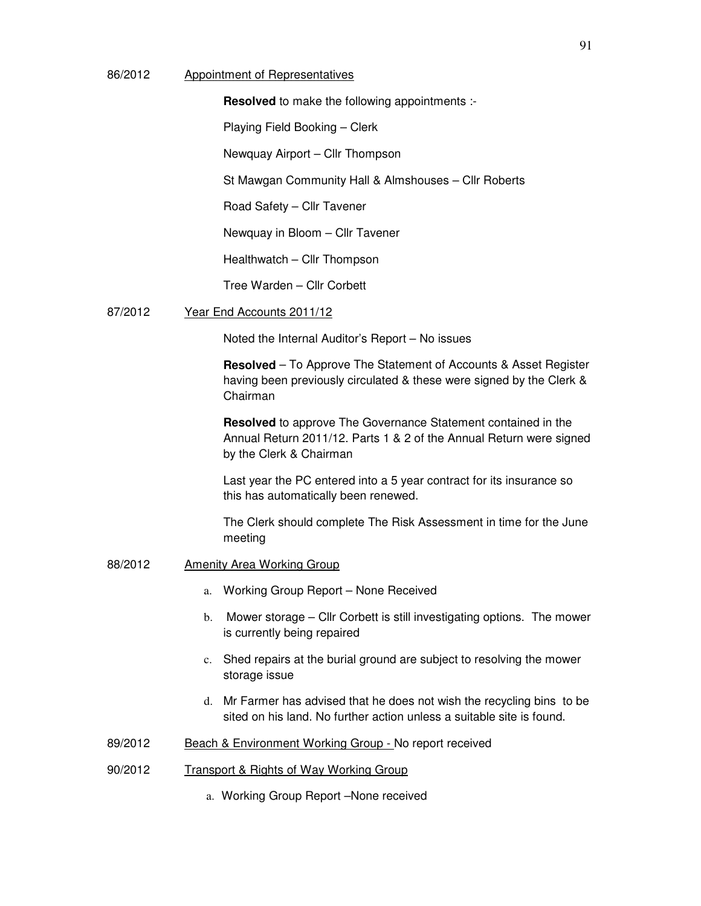86/2012 Appointment of Representatives

**Resolved** to make the following appointments :-

Playing Field Booking – Clerk

Newquay Airport – Cllr Thompson

St Mawgan Community Hall & Almshouses – Cllr Roberts

Road Safety – Cllr Tavener

Newquay in Bloom – Cllr Tavener

Healthwatch – Cllr Thompson

Tree Warden – Cllr Corbett

87/2012 Year End Accounts 2011/12

Noted the Internal Auditor's Report – No issues

**Resolved** – To Approve The Statement of Accounts & Asset Register having been previously circulated & these were signed by the Clerk & Chairman

**Resolved** to approve The Governance Statement contained in the Annual Return 2011/12. Parts 1 & 2 of the Annual Return were signed by the Clerk & Chairman

Last year the PC entered into a 5 year contract for its insurance so this has automatically been renewed.

The Clerk should complete The Risk Assessment in time for the June meeting

88/2012 Amenity Area Working Group

a. Working Group Report – None Received

b. Mower storage – Cllr Corbett is still investigating options. The mower is currently being repaired

c. Shed repairs at the burial ground are subject to resolving the mower storage issue

d. Mr Farmer has advised that he does not wish the recycling bins to be sited on his land. No further action unless a suitable site is found.

89/2012 Beach & Environment Working Group - No report received

90/2012 Transport & Rights of Way Working Group

a. Working Group Report –None received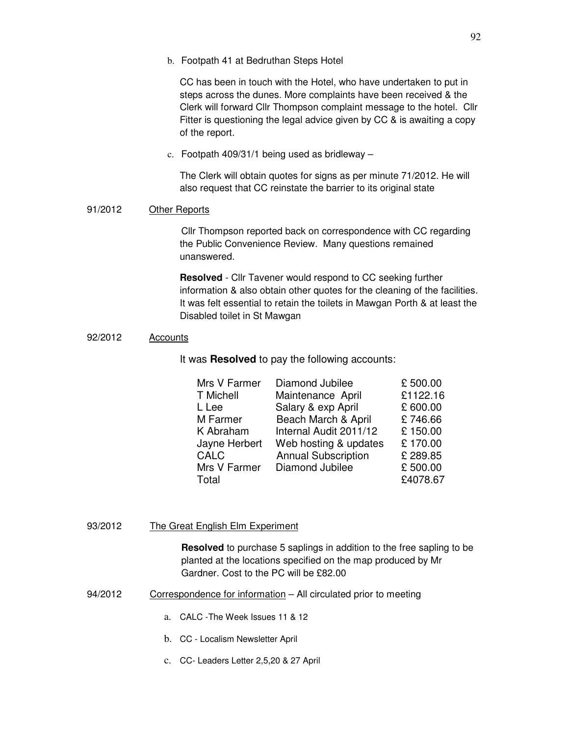b. Footpath 41 at Bedruthan Steps Hotel

CC has been in touch with the Hotel, who have undertaken to put in steps across the dunes. More complaints have been received & the Clerk will forward Cllr Thompson complaint message to the hotel. Cllr Fitter is questioning the legal advice given by CC & is awaiting a copy of the report.

c. Footpath 409/31/1 being used as bridleway –

The Clerk will obtain quotes for signs as per minute 71/2012. He will also request that CC reinstate the barrier to its original state

91/2012 Other Reports

Cllr Thompson reported back on correspondence with CC regarding the Public Convenience Review. Many questions remained unanswered.

**Resolved** - Cllr Tavener would respond to CC seeking further information & also obtain other quotes for the cleaning of the facilities. It was felt essential to retain the toilets in Mawgan Porth & at least the Disabled toilet in St Mawgan

92/2012 Accounts

It was **Resolved** to pay the following accounts:

| | | |
|---|---|---|
| Mrs V Farmer | Diamond Jubilee | £ 500.00 |
| T Michell | Maintenance April | £1122.16 |
| L Lee | Salary & exp April | £ 600.00 |
| M Farmer | Beach March & April | £ 746.66 |
| K Abraham | Internal Audit 2011/12 | £ 150.00 |
| Jayne Herbert | Web hosting & updates | £ 170.00 |
| CALC | Annual Subscription | £ 289.85 |
| Mrs V Farmer | Diamond Jubilee | £ 500.00 |
| Total | | £4078.67 |

93/2012 The Great English Elm Experiment

**Resolved** to purchase 5 saplings in addition to the free sapling to be planted at the locations specified on the map produced by Mr Gardner. Cost to the PC will be £82.00

94/2012 Correspondence for information – All circulated prior to meeting

a. CALC -The Week Issues 11 & 12

b. CC - Localism Newsletter April

c. CC- Leaders Letter 2,5,20 & 27 April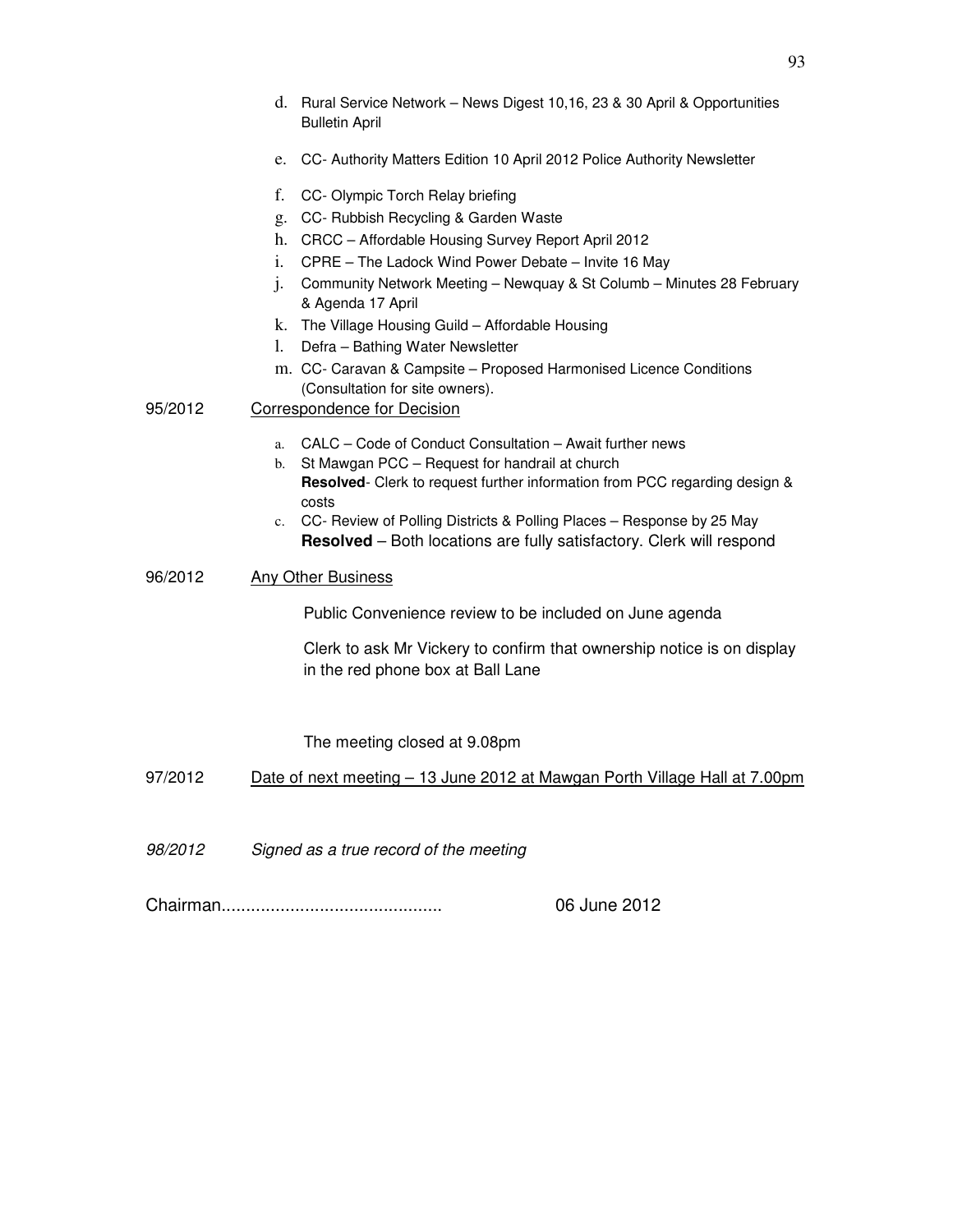d. Rural Service Network – News Digest 10,16, 23 & 30 April & Opportunities Bulletin April

e. CC- Authority Matters Edition 10 April 2012 Police Authority Newsletter

f. CC- Olympic Torch Relay briefing

g. CC- Rubbish Recycling & Garden Waste

h. CRCC – Affordable Housing Survey Report April 2012

i. CPRE – The Ladock Wind Power Debate – Invite 16 May

j. Community Network Meeting – Newquay & St Columb – Minutes 28 February & Agenda 17 April

k. The Village Housing Guild – Affordable Housing

l. Defra – Bathing Water Newsletter

m. CC- Caravan & Campsite – Proposed Harmonised Licence Conditions (Consultation for site owners).

95/2012 Correspondence for Decision

a. CALC – Code of Conduct Consultation – Await further news

b. St Mawgan PCC – Request for handrail at church
**Resolved**- Clerk to request further information from PCC regarding design & costs

c. CC- Review of Polling Districts & Polling Places – Response by 25 May
**Resolved** – Both locations are fully satisfactory. Clerk will respond

96/2012 Any Other Business

Public Convenience review to be included on June agenda

Clerk to ask Mr Vickery to confirm that ownership notice is on display in the red phone box at Ball Lane

The meeting closed at 9.08pm

97/2012 Date of next meeting – 13 June 2012 at Mawgan Porth Village Hall at 7.00pm

*98/2012 Signed as a true record of the meeting*

Chairman............................................ 06 June 2012